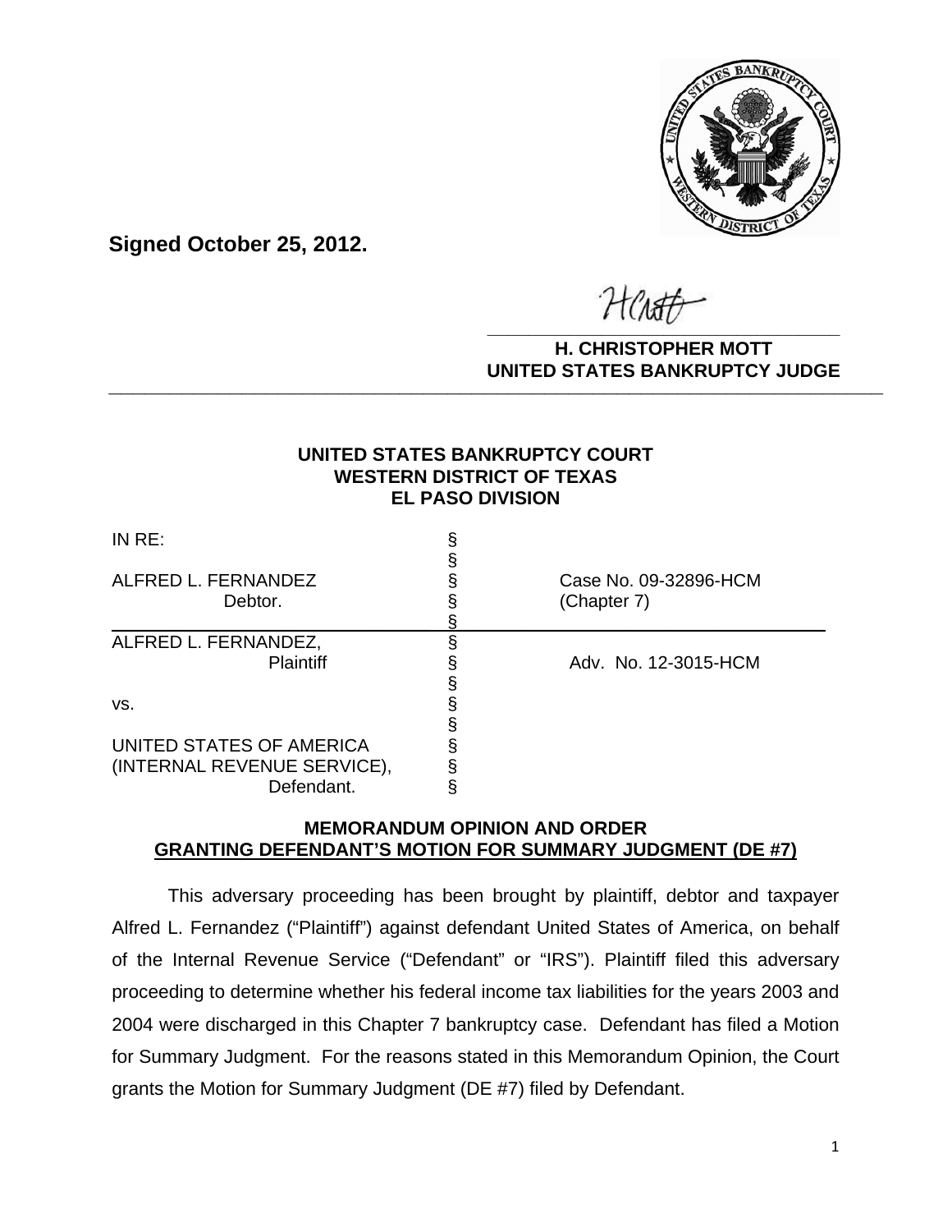**Signed October 25, 2012.**

**H. CHRISTOPHER MOTT**
**UNITED STATES BANKRUPTCY JUDGE**

---

**UNITED STATES BANKRUPTCY COURT**
**WESTERN DISTRICT OF TEXAS**
**EL PASO DIVISION**

| | | |
|---|---|---|
| IN RE: | § | |
| | § | |
| ALFRED L. FERNANDEZ | § | Case No. 09-32896-HCM |
| Debtor. | § | (Chapter 7) |
| | § | |
| ALFRED L. FERNANDEZ, | § | |
| Plaintiff | § | Adv. No. 12-3015-HCM |
| | § | |
| vs. | § | |
| | § | |
| UNITED STATES OF AMERICA | § | |
| (INTERNAL REVENUE SERVICE), | § | |
| Defendant. | § | |

## MEMORANDUM OPINION AND ORDER GRANTING DEFENDANT'S MOTION FOR SUMMARY JUDGMENT (DE #7)

This adversary proceeding has been brought by plaintiff, debtor and taxpayer Alfred L. Fernandez ("Plaintiff") against defendant United States of America, on behalf of the Internal Revenue Service ("Defendant" or "IRS"). Plaintiff filed this adversary proceeding to determine whether his federal income tax liabilities for the years 2003 and 2004 were discharged in this Chapter 7 bankruptcy case. Defendant has filed a Motion for Summary Judgment. For the reasons stated in this Memorandum Opinion, the Court grants the Motion for Summary Judgment (DE #7) filed by Defendant.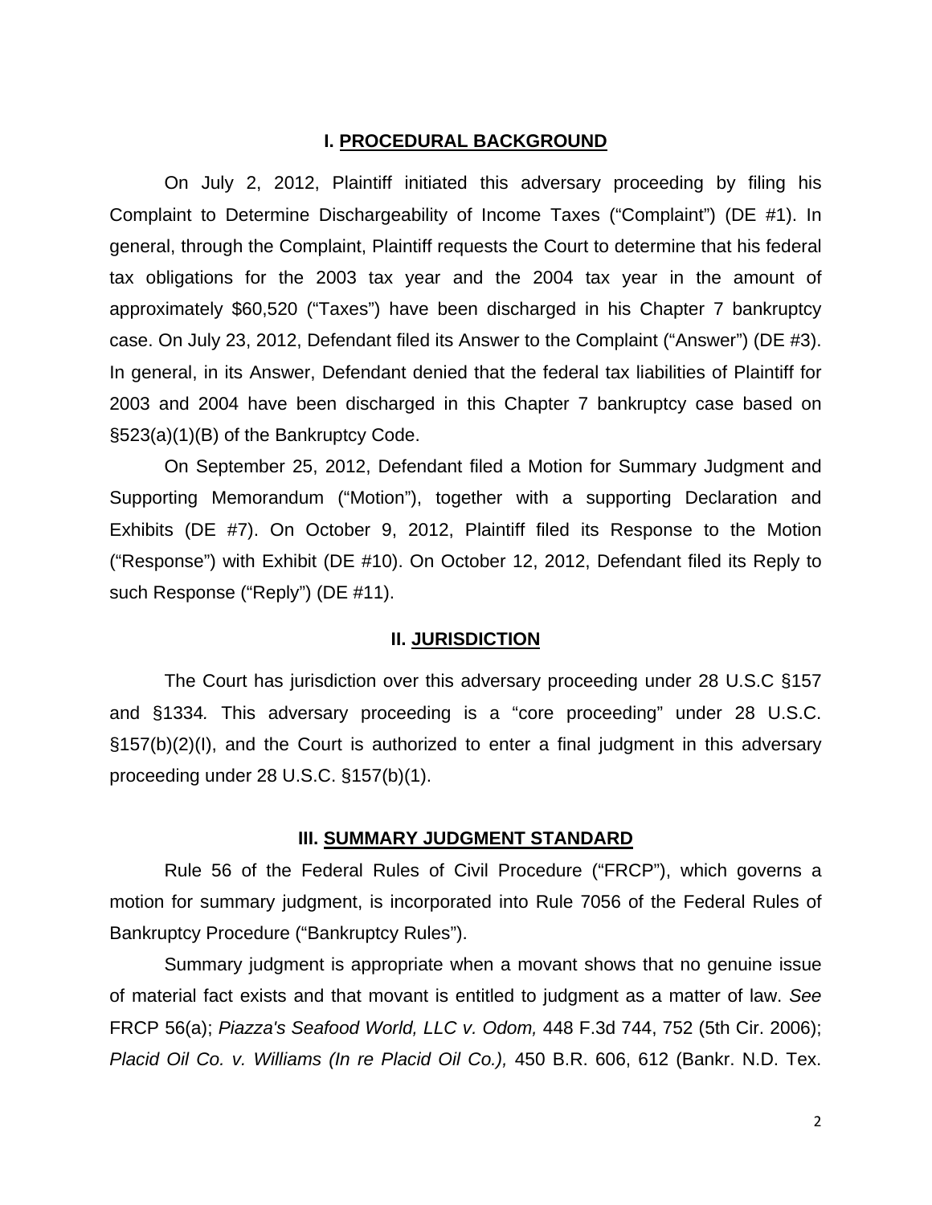## I. PROCEDURAL BACKGROUND

On July 2, 2012, Plaintiff initiated this adversary proceeding by filing his Complaint to Determine Dischargeability of Income Taxes ("Complaint") (DE #1). In general, through the Complaint, Plaintiff requests the Court to determine that his federal tax obligations for the 2003 tax year and the 2004 tax year in the amount of approximately $60,520 ("Taxes") have been discharged in his Chapter 7 bankruptcy case. On July 23, 2012, Defendant filed its Answer to the Complaint ("Answer") (DE #3). In general, in its Answer, Defendant denied that the federal tax liabilities of Plaintiff for 2003 and 2004 have been discharged in this Chapter 7 bankruptcy case based on §523(a)(1)(B) of the Bankruptcy Code.

On September 25, 2012, Defendant filed a Motion for Summary Judgment and Supporting Memorandum ("Motion"), together with a supporting Declaration and Exhibits (DE #7). On October 9, 2012, Plaintiff filed its Response to the Motion ("Response") with Exhibit (DE #10). On October 12, 2012, Defendant filed its Reply to such Response ("Reply") (DE #11).

## II. JURISDICTION

The Court has jurisdiction over this adversary proceeding under 28 U.S.C §157 and §1334*.* This adversary proceeding is a "core proceeding" under 28 U.S.C. §157(b)(2)(I), and the Court is authorized to enter a final judgment in this adversary proceeding under 28 U.S.C. §157(b)(1).

## III. SUMMARY JUDGMENT STANDARD

Rule 56 of the Federal Rules of Civil Procedure ("FRCP"), which governs a motion for summary judgment, is incorporated into Rule 7056 of the Federal Rules of Bankruptcy Procedure ("Bankruptcy Rules").

Summary judgment is appropriate when a movant shows that no genuine issue of material fact exists and that movant is entitled to judgment as a matter of law. *See* FRCP 56(a); *Piazza's Seafood World, LLC v. Odom,* 448 F.3d 744, 752 (5th Cir. 2006); *Placid Oil Co. v. Williams (In re Placid Oil Co.),* 450 B.R. 606, 612 (Bankr. N.D. Tex.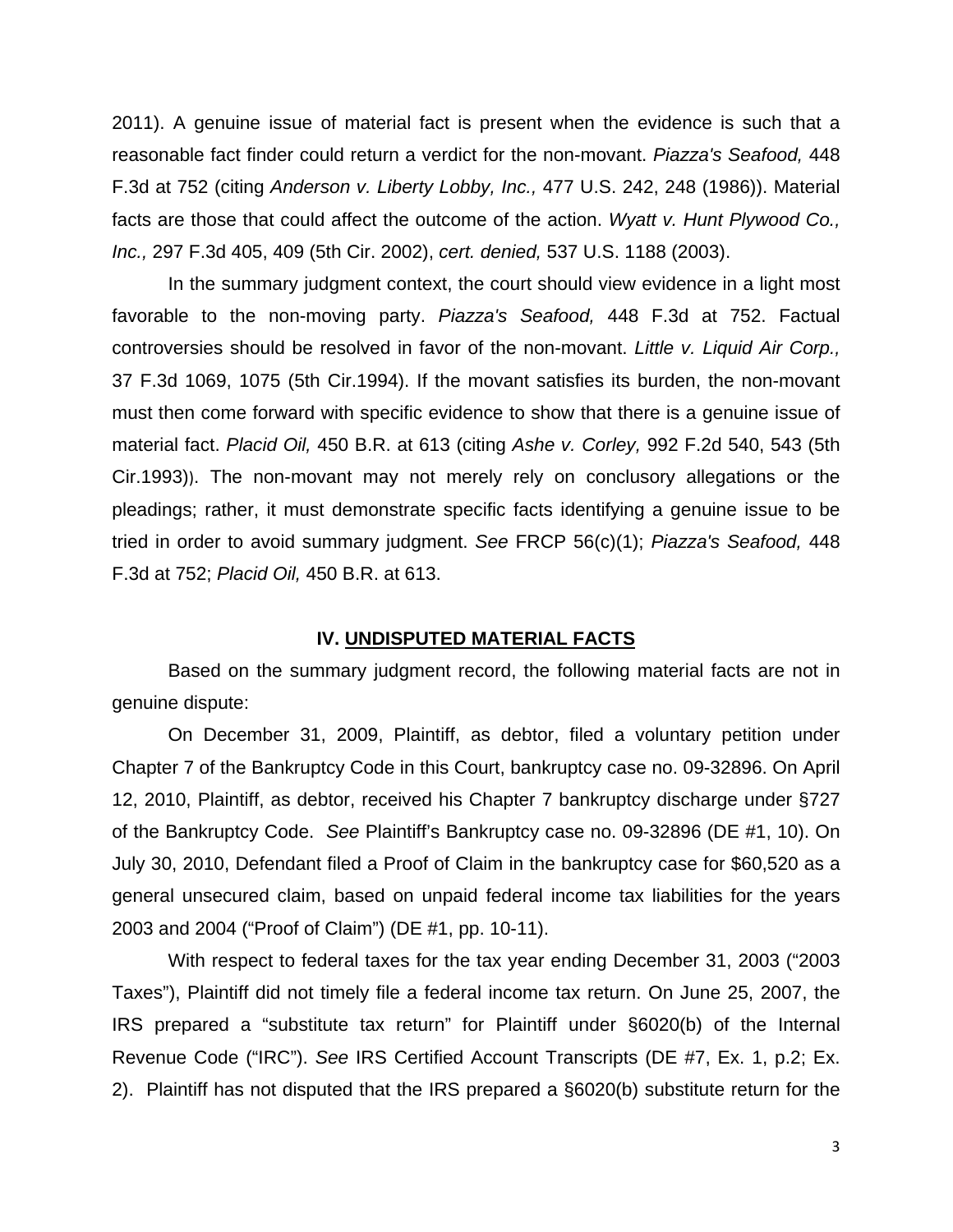2011). A genuine issue of material fact is present when the evidence is such that a reasonable fact finder could return a verdict for the non-movant. *Piazza's Seafood,* 448 F.3d at 752 (citing *Anderson v. Liberty Lobby, Inc.,* 477 U.S. 242, 248 (1986)). Material facts are those that could affect the outcome of the action. *Wyatt v. Hunt Plywood Co., Inc.,* 297 F.3d 405, 409 (5th Cir. 2002), *cert. denied,* 537 U.S. 1188 (2003).

In the summary judgment context, the court should view evidence in a light most favorable to the non-moving party. *Piazza's Seafood,* 448 F.3d at 752. Factual controversies should be resolved in favor of the non-movant. *Little v. Liquid Air Corp.,* 37 F.3d 1069, 1075 (5th Cir.1994). If the movant satisfies its burden, the non-movant must then come forward with specific evidence to show that there is a genuine issue of material fact. *Placid Oil,* 450 B.R. at 613 (citing *Ashe v. Corley,* 992 F.2d 540, 543 (5th Cir.1993)). The non-movant may not merely rely on conclusory allegations or the pleadings; rather, it must demonstrate specific facts identifying a genuine issue to be tried in order to avoid summary judgment. *See* FRCP 56(c)(1); *Piazza's Seafood,* 448 F.3d at 752; *Placid Oil,* 450 B.R. at 613.

## IV. UNDISPUTED MATERIAL FACTS

Based on the summary judgment record, the following material facts are not in genuine dispute:

On December 31, 2009, Plaintiff, as debtor, filed a voluntary petition under Chapter 7 of the Bankruptcy Code in this Court, bankruptcy case no. 09-32896. On April 12, 2010, Plaintiff, as debtor, received his Chapter 7 bankruptcy discharge under §727 of the Bankruptcy Code. *See* Plaintiff's Bankruptcy case no. 09-32896 (DE #1, 10). On July 30, 2010, Defendant filed a Proof of Claim in the bankruptcy case for $60,520 as a general unsecured claim, based on unpaid federal income tax liabilities for the years 2003 and 2004 ("Proof of Claim") (DE #1, pp. 10-11).

With respect to federal taxes for the tax year ending December 31, 2003 ("2003 Taxes"), Plaintiff did not timely file a federal income tax return. On June 25, 2007, the IRS prepared a "substitute tax return" for Plaintiff under §6020(b) of the Internal Revenue Code ("IRC"). *See* IRS Certified Account Transcripts (DE #7, Ex. 1, p.2; Ex. 2). Plaintiff has not disputed that the IRS prepared a §6020(b) substitute return for the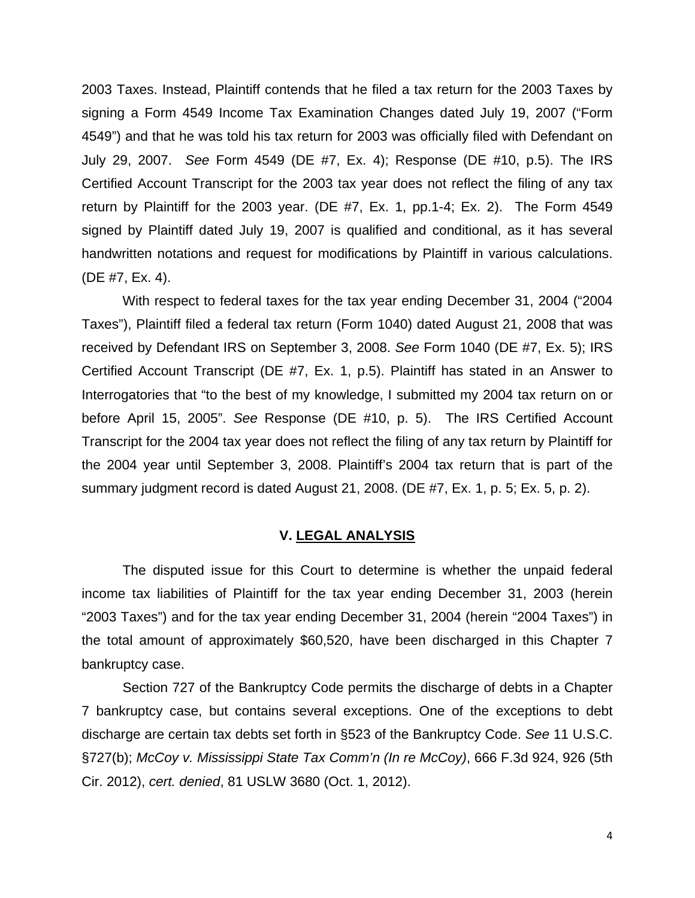2003 Taxes. Instead, Plaintiff contends that he filed a tax return for the 2003 Taxes by signing a Form 4549 Income Tax Examination Changes dated July 19, 2007 ("Form 4549") and that he was told his tax return for 2003 was officially filed with Defendant on July 29, 2007. *See* Form 4549 (DE #7, Ex. 4); Response (DE #10, p.5). The IRS Certified Account Transcript for the 2003 tax year does not reflect the filing of any tax return by Plaintiff for the 2003 year. (DE #7, Ex. 1, pp.1-4; Ex. 2). The Form 4549 signed by Plaintiff dated July 19, 2007 is qualified and conditional, as it has several handwritten notations and request for modifications by Plaintiff in various calculations. (DE #7, Ex. 4).

With respect to federal taxes for the tax year ending December 31, 2004 ("2004 Taxes"), Plaintiff filed a federal tax return (Form 1040) dated August 21, 2008 that was received by Defendant IRS on September 3, 2008. *See* Form 1040 (DE #7, Ex. 5); IRS Certified Account Transcript (DE #7, Ex. 1, p.5). Plaintiff has stated in an Answer to Interrogatories that "to the best of my knowledge, I submitted my 2004 tax return on or before April 15, 2005". *See* Response (DE #10, p. 5). The IRS Certified Account Transcript for the 2004 tax year does not reflect the filing of any tax return by Plaintiff for the 2004 year until September 3, 2008. Plaintiff's 2004 tax return that is part of the summary judgment record is dated August 21, 2008. (DE #7, Ex. 1, p. 5; Ex. 5, p. 2).

## V. <u>LEGAL ANALYSIS</u>

The disputed issue for this Court to determine is whether the unpaid federal income tax liabilities of Plaintiff for the tax year ending December 31, 2003 (herein "2003 Taxes") and for the tax year ending December 31, 2004 (herein "2004 Taxes") in the total amount of approximately $60,520, have been discharged in this Chapter 7 bankruptcy case.

Section 727 of the Bankruptcy Code permits the discharge of debts in a Chapter 7 bankruptcy case, but contains several exceptions. One of the exceptions to debt discharge are certain tax debts set forth in §523 of the Bankruptcy Code. *See* 11 U.S.C. §727(b); *McCoy v. Mississippi State Tax Comm'n (In re McCoy)*, 666 F.3d 924, 926 (5th Cir. 2012), *cert. denied*, 81 USLW 3680 (Oct. 1, 2012).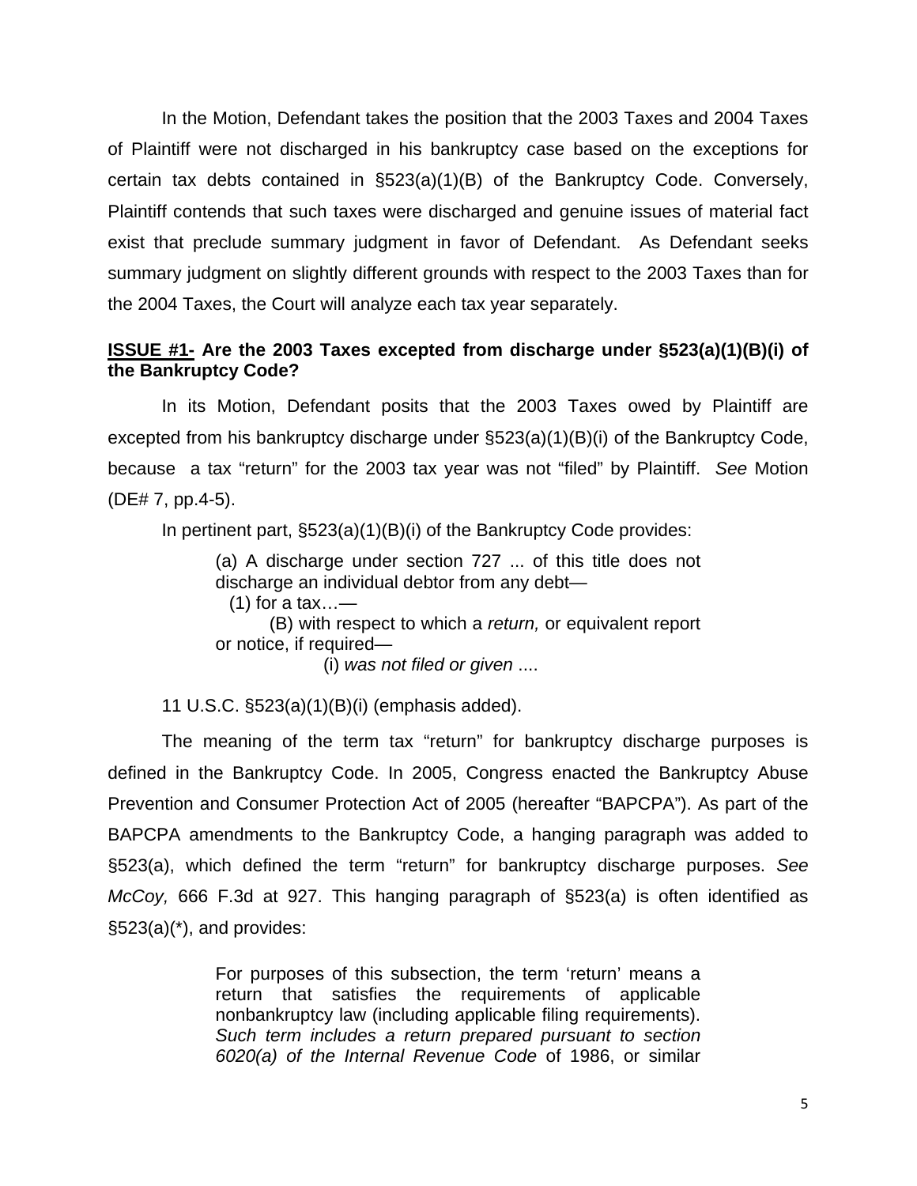In the Motion, Defendant takes the position that the 2003 Taxes and 2004 Taxes of Plaintiff were not discharged in his bankruptcy case based on the exceptions for certain tax debts contained in §523(a)(1)(B) of the Bankruptcy Code. Conversely, Plaintiff contends that such taxes were discharged and genuine issues of material fact exist that preclude summary judgment in favor of Defendant. As Defendant seeks summary judgment on slightly different grounds with respect to the 2003 Taxes than for the 2004 Taxes, the Court will analyze each tax year separately.

**<u>ISSUE #1-</u> Are the 2003 Taxes excepted from discharge under §523(a)(1)(B)(i) of the Bankruptcy Code?**

In its Motion, Defendant posits that the 2003 Taxes owed by Plaintiff are excepted from his bankruptcy discharge under §523(a)(1)(B)(i) of the Bankruptcy Code, because a tax "return" for the 2003 tax year was not "filed" by Plaintiff. *See* Motion (DE# 7, pp.4-5).

In pertinent part, §523(a)(1)(B)(i) of the Bankruptcy Code provides:

> (a) A discharge under section 727 ... of this title does not discharge an individual debtor from any debt—
> (1) for a tax…—
> (B) with respect to which a *return,* or equivalent report or notice, if required—
> (i) *was not filed or given* ....

11 U.S.C. §523(a)(1)(B)(i) (emphasis added).

The meaning of the term tax "return" for bankruptcy discharge purposes is defined in the Bankruptcy Code. In 2005, Congress enacted the Bankruptcy Abuse Prevention and Consumer Protection Act of 2005 (hereafter "BAPCPA"). As part of the BAPCPA amendments to the Bankruptcy Code, a hanging paragraph was added to §523(a), which defined the term "return" for bankruptcy discharge purposes. *See McCoy,* 666 F.3d at 927. This hanging paragraph of §523(a) is often identified as §523(a)(*), and provides:

> For purposes of this subsection, the term 'return' means a return that satisfies the requirements of applicable nonbankruptcy law (including applicable filing requirements). *Such term includes a return prepared pursuant to section 6020(a) of the Internal Revenue Code* of 1986, or similar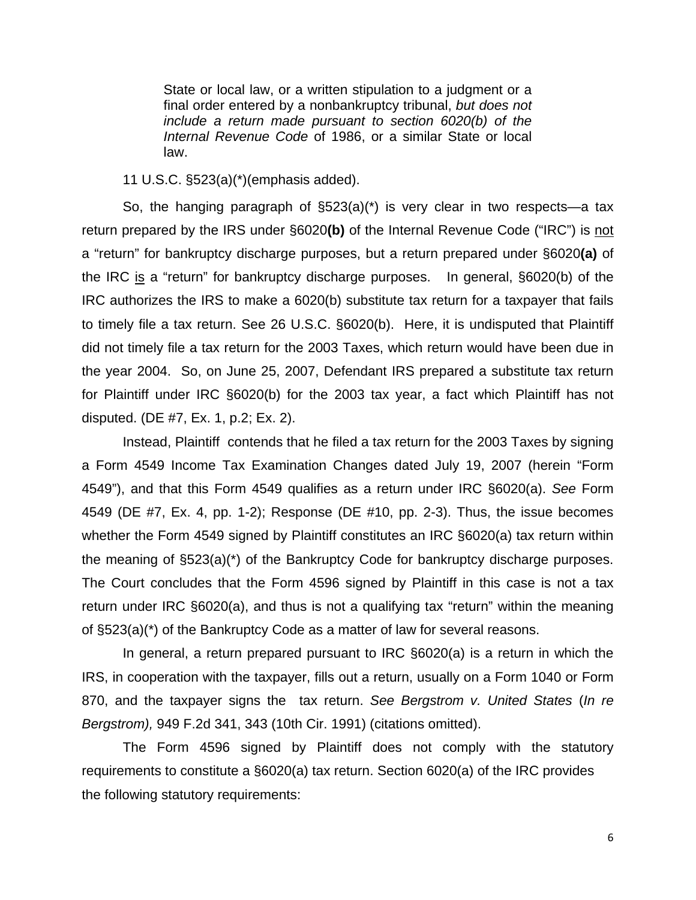> State or local law, or a written stipulation to a judgment or a final order entered by a nonbankruptcy tribunal, *but does not include a return made pursuant to section 6020(b) of the Internal Revenue Code* of 1986, or a similar State or local law.

11 U.S.C. §523(a)(*)(emphasis added).

So, the hanging paragraph of §523(a)(*) is very clear in two respects—a tax return prepared by the IRS under §6020**(b)** of the Internal Revenue Code ("IRC") is <u>not</u> a "return" for bankruptcy discharge purposes, but a return prepared under §6020**(a)** of the IRC <u>is</u> a "return" for bankruptcy discharge purposes. In general, §6020(b) of the IRC authorizes the IRS to make a 6020(b) substitute tax return for a taxpayer that fails to timely file a tax return. See 26 U.S.C. §6020(b). Here, it is undisputed that Plaintiff did not timely file a tax return for the 2003 Taxes, which return would have been due in the year 2004. So, on June 25, 2007, Defendant IRS prepared a substitute tax return for Plaintiff under IRC §6020(b) for the 2003 tax year, a fact which Plaintiff has not disputed. (DE #7, Ex. 1, p.2; Ex. 2).

Instead, Plaintiff contends that he filed a tax return for the 2003 Taxes by signing a Form 4549 Income Tax Examination Changes dated July 19, 2007 (herein "Form 4549"), and that this Form 4549 qualifies as a return under IRC §6020(a). *See* Form 4549 (DE #7, Ex. 4, pp. 1-2); Response (DE #10, pp. 2-3). Thus, the issue becomes whether the Form 4549 signed by Plaintiff constitutes an IRC §6020(a) tax return within the meaning of §523(a)(*) of the Bankruptcy Code for bankruptcy discharge purposes. The Court concludes that the Form 4596 signed by Plaintiff in this case is not a tax return under IRC §6020(a), and thus is not a qualifying tax "return" within the meaning of §523(a)(*) of the Bankruptcy Code as a matter of law for several reasons.

In general, a return prepared pursuant to IRC §6020(a) is a return in which the IRS, in cooperation with the taxpayer, fills out a return, usually on a Form 1040 or Form 870, and the taxpayer signs the tax return. *See Bergstrom v. United States* (*In re Bergstrom),* 949 F.2d 341, 343 (10th Cir. 1991) (citations omitted).

The Form 4596 signed by Plaintiff does not comply with the statutory requirements to constitute a §6020(a) tax return. Section 6020(a) of the IRC provides the following statutory requirements: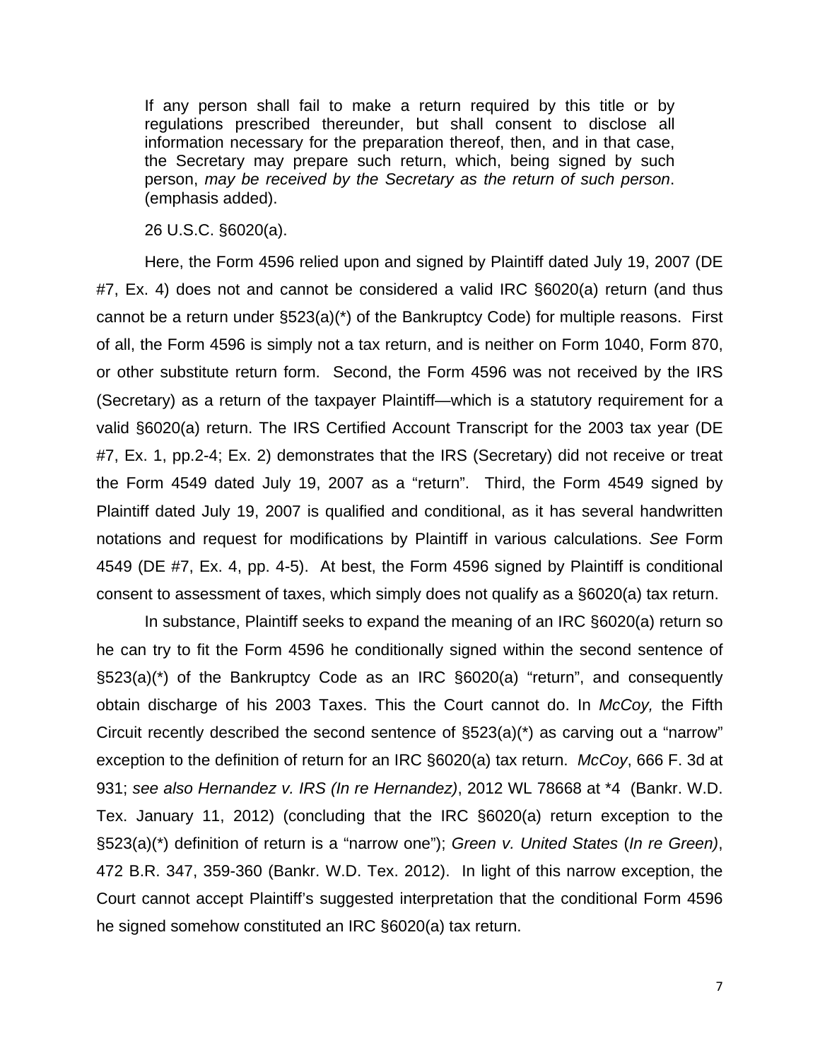> If any person shall fail to make a return required by this title or by regulations prescribed thereunder, but shall consent to disclose all information necessary for the preparation thereof, then, and in that case, the Secretary may prepare such return, which, being signed by such person, *may be received by the Secretary as the return of such person*. (emphasis added).
>
> 26 U.S.C. §6020(a).

Here, the Form 4596 relied upon and signed by Plaintiff dated July 19, 2007 (DE #7, Ex. 4) does not and cannot be considered a valid IRC §6020(a) return (and thus cannot be a return under §523(a)(*) of the Bankruptcy Code) for multiple reasons. First of all, the Form 4596 is simply not a tax return, and is neither on Form 1040, Form 870, or other substitute return form. Second, the Form 4596 was not received by the IRS (Secretary) as a return of the taxpayer Plaintiff—which is a statutory requirement for a valid §6020(a) return. The IRS Certified Account Transcript for the 2003 tax year (DE #7, Ex. 1, pp.2-4; Ex. 2) demonstrates that the IRS (Secretary) did not receive or treat the Form 4549 dated July 19, 2007 as a "return". Third, the Form 4549 signed by Plaintiff dated July 19, 2007 is qualified and conditional, as it has several handwritten notations and request for modifications by Plaintiff in various calculations. *See* Form 4549 (DE #7, Ex. 4, pp. 4-5). At best, the Form 4596 signed by Plaintiff is conditional consent to assessment of taxes, which simply does not qualify as a §6020(a) tax return.

In substance, Plaintiff seeks to expand the meaning of an IRC §6020(a) return so he can try to fit the Form 4596 he conditionally signed within the second sentence of §523(a)(*) of the Bankruptcy Code as an IRC §6020(a) "return", and consequently obtain discharge of his 2003 Taxes. This the Court cannot do. In *McCoy,* the Fifth Circuit recently described the second sentence of §523(a)(*) as carving out a "narrow" exception to the definition of return for an IRC §6020(a) tax return. *McCoy*, 666 F. 3d at 931; *see also Hernandez v. IRS (In re Hernandez)*, 2012 WL 78668 at *4 (Bankr. W.D. Tex. January 11, 2012) (concluding that the IRC §6020(a) return exception to the §523(a)(*) definition of return is a "narrow one"); *Green v. United States* (*In re Green)*, 472 B.R. 347, 359-360 (Bankr. W.D. Tex. 2012). In light of this narrow exception, the Court cannot accept Plaintiff's suggested interpretation that the conditional Form 4596 he signed somehow constituted an IRC §6020(a) tax return.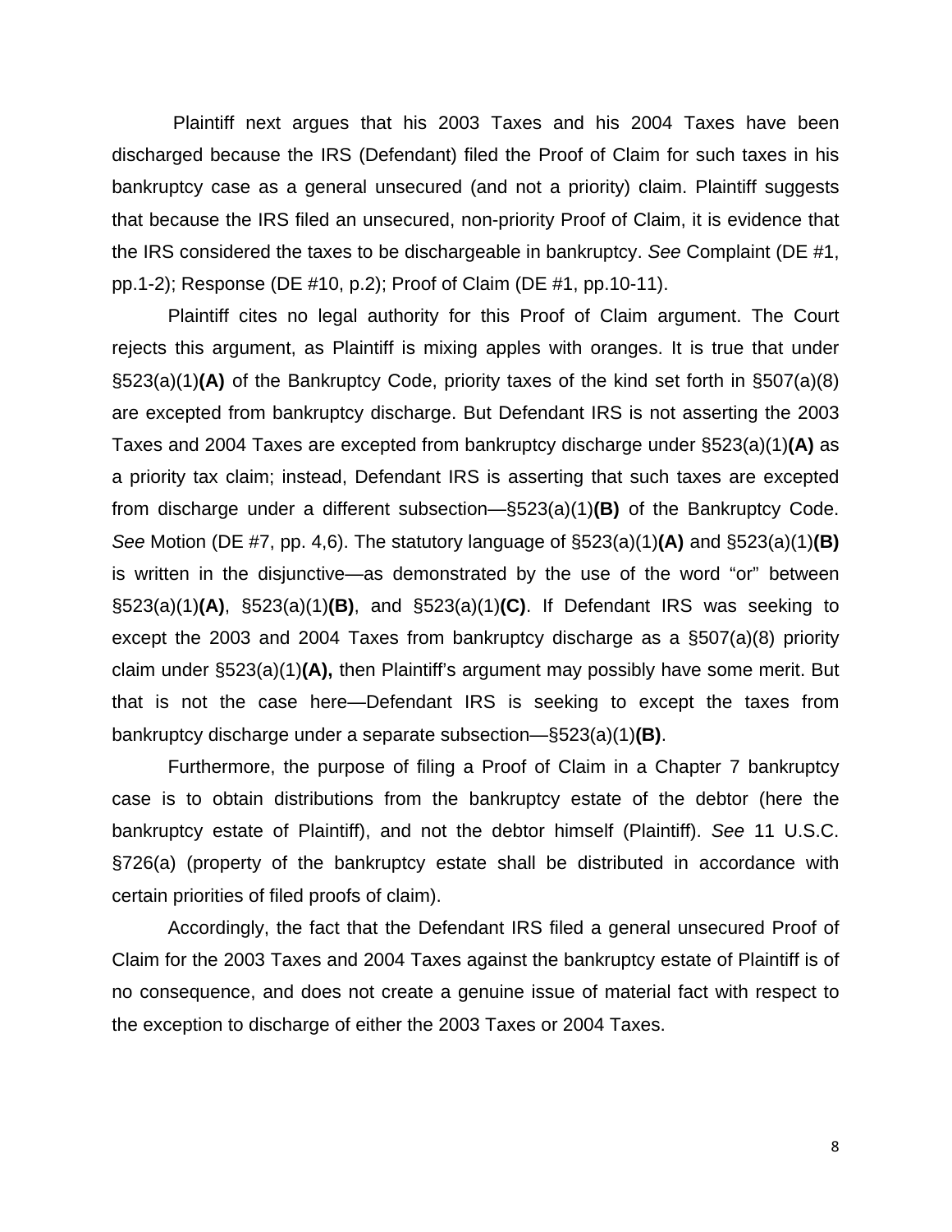Plaintiff next argues that his 2003 Taxes and his 2004 Taxes have been discharged because the IRS (Defendant) filed the Proof of Claim for such taxes in his bankruptcy case as a general unsecured (and not a priority) claim. Plaintiff suggests that because the IRS filed an unsecured, non-priority Proof of Claim, it is evidence that the IRS considered the taxes to be dischargeable in bankruptcy. *See* Complaint (DE #1, pp.1-2); Response (DE #10, p.2); Proof of Claim (DE #1, pp.10-11).

Plaintiff cites no legal authority for this Proof of Claim argument. The Court rejects this argument, as Plaintiff is mixing apples with oranges. It is true that under §523(a)(1)**(A)** of the Bankruptcy Code, priority taxes of the kind set forth in §507(a)(8) are excepted from bankruptcy discharge. But Defendant IRS is not asserting the 2003 Taxes and 2004 Taxes are excepted from bankruptcy discharge under §523(a)(1)**(A)** as a priority tax claim; instead, Defendant IRS is asserting that such taxes are excepted from discharge under a different subsection—§523(a)(1)**(B)** of the Bankruptcy Code. *See* Motion (DE #7, pp. 4,6). The statutory language of §523(a)(1)**(A)** and §523(a)(1)**(B)** is written in the disjunctive—as demonstrated by the use of the word "or" between §523(a)(1)**(A)**, §523(a)(1)**(B)**, and §523(a)(1)**(C)**. If Defendant IRS was seeking to except the 2003 and 2004 Taxes from bankruptcy discharge as a §507(a)(8) priority claim under §523(a)(1)**(A),** then Plaintiff's argument may possibly have some merit. But that is not the case here—Defendant IRS is seeking to except the taxes from bankruptcy discharge under a separate subsection—§523(a)(1)**(B)**.

Furthermore, the purpose of filing a Proof of Claim in a Chapter 7 bankruptcy case is to obtain distributions from the bankruptcy estate of the debtor (here the bankruptcy estate of Plaintiff), and not the debtor himself (Plaintiff). *See* 11 U.S.C. §726(a) (property of the bankruptcy estate shall be distributed in accordance with certain priorities of filed proofs of claim).

Accordingly, the fact that the Defendant IRS filed a general unsecured Proof of Claim for the 2003 Taxes and 2004 Taxes against the bankruptcy estate of Plaintiff is of no consequence, and does not create a genuine issue of material fact with respect to the exception to discharge of either the 2003 Taxes or 2004 Taxes.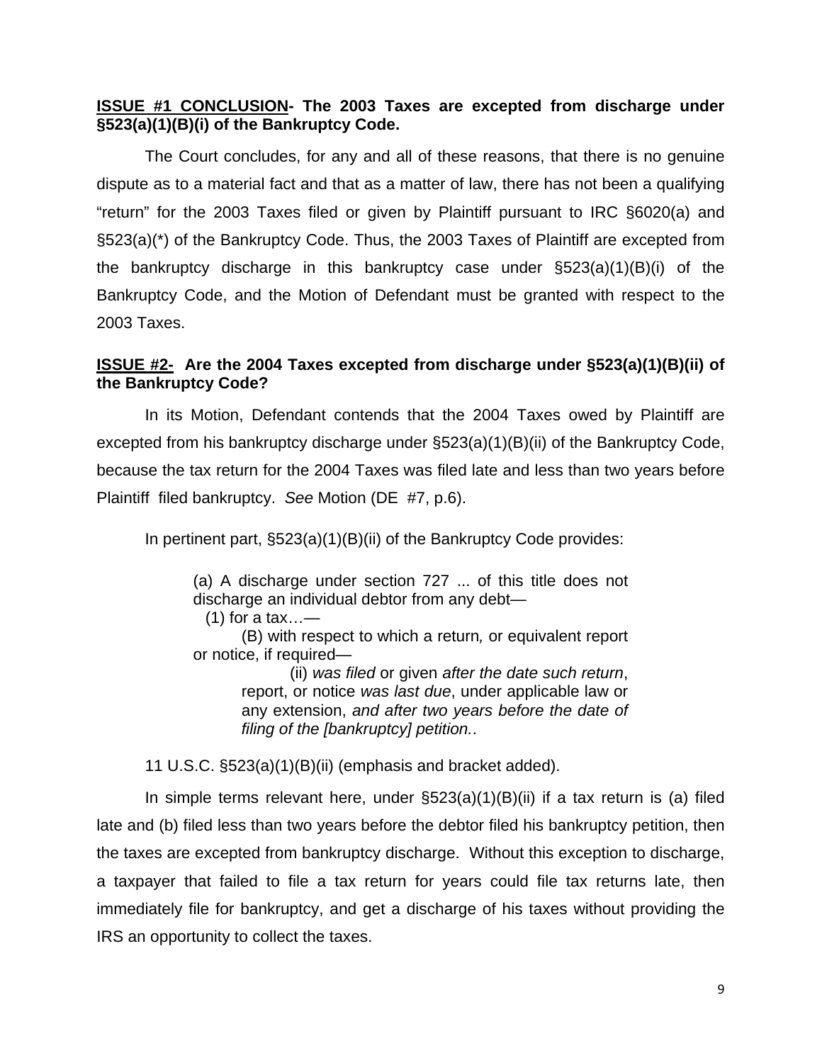**<u>ISSUE #1 CONCLUSION</u>- The 2003 Taxes are excepted from discharge under §523(a)(1)(B)(i) of the Bankruptcy Code.**

The Court concludes, for any and all of these reasons, that there is no genuine dispute as to a material fact and that as a matter of law, there has not been a qualifying "return" for the 2003 Taxes filed or given by Plaintiff pursuant to IRC §6020(a) and §523(a)(*) of the Bankruptcy Code. Thus, the 2003 Taxes of Plaintiff are excepted from the bankruptcy discharge in this bankruptcy case under §523(a)(1)(B)(i) of the Bankruptcy Code, and the Motion of Defendant must be granted with respect to the 2003 Taxes.

**<u>ISSUE #2-</u> Are the 2004 Taxes excepted from discharge under §523(a)(1)(B)(ii) of the Bankruptcy Code?**

In its Motion, Defendant contends that the 2004 Taxes owed by Plaintiff are excepted from his bankruptcy discharge under §523(a)(1)(B)(ii) of the Bankruptcy Code, because the tax return for the 2004 Taxes was filed late and less than two years before Plaintiff filed bankruptcy. *See* Motion (DE #7, p.6).

In pertinent part, §523(a)(1)(B)(ii) of the Bankruptcy Code provides:

> (a) A discharge under section 727 ... of this title does not discharge an individual debtor from any debt—
> (1) for a tax…—
> (B) with respect to which a return, or equivalent report or notice, if required—
> (ii) *was filed* or given *after the date such return*, report, or notice *was last due*, under applicable law or any extension, *and after two years before the date of filing of the [bankruptcy] petition.*.

11 U.S.C. §523(a)(1)(B)(ii) (emphasis and bracket added).

In simple terms relevant here, under §523(a)(1)(B)(ii) if a tax return is (a) filed late and (b) filed less than two years before the debtor filed his bankruptcy petition, then the taxes are excepted from bankruptcy discharge. Without this exception to discharge, a taxpayer that failed to file a tax return for years could file tax returns late, then immediately file for bankruptcy, and get a discharge of his taxes without providing the IRS an opportunity to collect the taxes.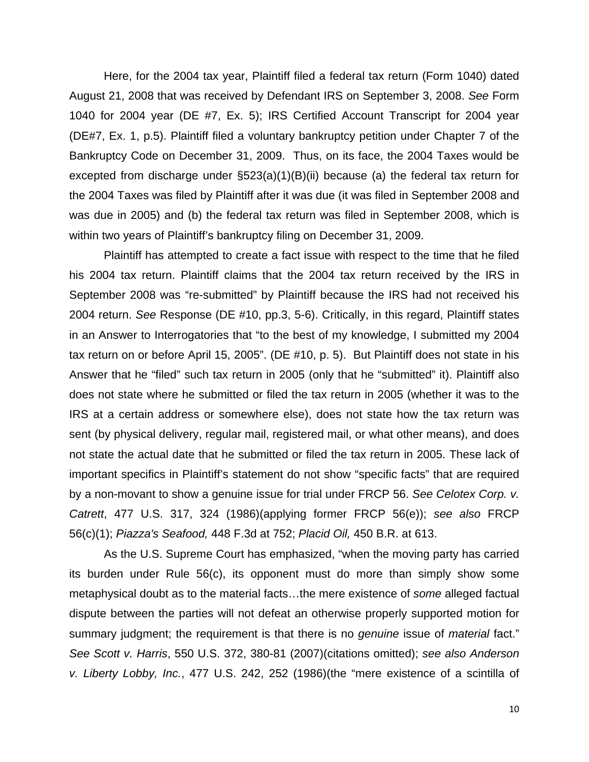Here, for the 2004 tax year, Plaintiff filed a federal tax return (Form 1040) dated August 21, 2008 that was received by Defendant IRS on September 3, 2008. *See* Form 1040 for 2004 year (DE #7, Ex. 5); IRS Certified Account Transcript for 2004 year (DE#7, Ex. 1, p.5). Plaintiff filed a voluntary bankruptcy petition under Chapter 7 of the Bankruptcy Code on December 31, 2009. Thus, on its face, the 2004 Taxes would be excepted from discharge under §523(a)(1)(B)(ii) because (a) the federal tax return for the 2004 Taxes was filed by Plaintiff after it was due (it was filed in September 2008 and was due in 2005) and (b) the federal tax return was filed in September 2008, which is within two years of Plaintiff's bankruptcy filing on December 31, 2009.

Plaintiff has attempted to create a fact issue with respect to the time that he filed his 2004 tax return. Plaintiff claims that the 2004 tax return received by the IRS in September 2008 was "re-submitted" by Plaintiff because the IRS had not received his 2004 return. *See* Response (DE #10, pp.3, 5-6). Critically, in this regard, Plaintiff states in an Answer to Interrogatories that "to the best of my knowledge, I submitted my 2004 tax return on or before April 15, 2005". (DE #10, p. 5). But Plaintiff does not state in his Answer that he "filed" such tax return in 2005 (only that he "submitted" it). Plaintiff also does not state where he submitted or filed the tax return in 2005 (whether it was to the IRS at a certain address or somewhere else), does not state how the tax return was sent (by physical delivery, regular mail, registered mail, or what other means), and does not state the actual date that he submitted or filed the tax return in 2005. These lack of important specifics in Plaintiff's statement do not show "specific facts" that are required by a non-movant to show a genuine issue for trial under FRCP 56. *See Celotex Corp. v. Catrett*, 477 U.S. 317, 324 (1986)(applying former FRCP 56(e)); *see also* FRCP 56(c)(1); *Piazza's Seafood,* 448 F.3d at 752; *Placid Oil,* 450 B.R. at 613.

As the U.S. Supreme Court has emphasized, "when the moving party has carried its burden under Rule 56(c), its opponent must do more than simply show some metaphysical doubt as to the material facts…the mere existence of *some* alleged factual dispute between the parties will not defeat an otherwise properly supported motion for summary judgment; the requirement is that there is no *genuine* issue of *material* fact." *See Scott v. Harris*, 550 U.S. 372, 380-81 (2007)(citations omitted); *see also Anderson v. Liberty Lobby, Inc.*, 477 U.S. 242, 252 (1986)(the "mere existence of a scintilla of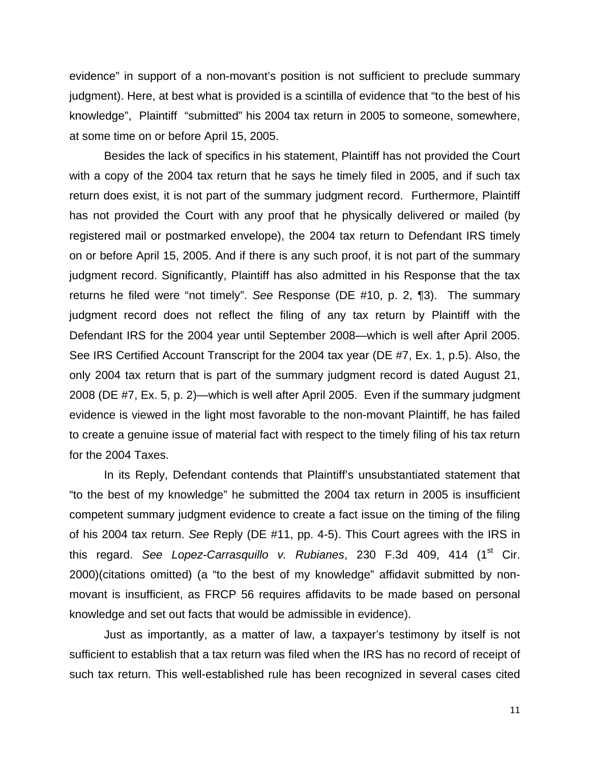evidence" in support of a non-movant's position is not sufficient to preclude summary judgment). Here, at best what is provided is a scintilla of evidence that "to the best of his knowledge", Plaintiff "submitted" his 2004 tax return in 2005 to someone, somewhere, at some time on or before April 15, 2005.

Besides the lack of specifics in his statement, Plaintiff has not provided the Court with a copy of the 2004 tax return that he says he timely filed in 2005, and if such tax return does exist, it is not part of the summary judgment record. Furthermore, Plaintiff has not provided the Court with any proof that he physically delivered or mailed (by registered mail or postmarked envelope), the 2004 tax return to Defendant IRS timely on or before April 15, 2005. And if there is any such proof, it is not part of the summary judgment record. Significantly, Plaintiff has also admitted in his Response that the tax returns he filed were "not timely". *See* Response (DE #10, p. 2, ¶3). The summary judgment record does not reflect the filing of any tax return by Plaintiff with the Defendant IRS for the 2004 year until September 2008—which is well after April 2005. See IRS Certified Account Transcript for the 2004 tax year (DE #7, Ex. 1, p.5). Also, the only 2004 tax return that is part of the summary judgment record is dated August 21, 2008 (DE #7, Ex. 5, p. 2)—which is well after April 2005. Even if the summary judgment evidence is viewed in the light most favorable to the non-movant Plaintiff, he has failed to create a genuine issue of material fact with respect to the timely filing of his tax return for the 2004 Taxes.

In its Reply, Defendant contends that Plaintiff's unsubstantiated statement that "to the best of my knowledge" he submitted the 2004 tax return in 2005 is insufficient competent summary judgment evidence to create a fact issue on the timing of the filing of his 2004 tax return. *See* Reply (DE #11, pp. 4-5). This Court agrees with the IRS in this regard. *See Lopez-Carrasquillo v. Rubianes*, 230 F.3d 409, 414 (1st Cir. 2000)(citations omitted) (a "to the best of my knowledge" affidavit submitted by non-movant is insufficient, as FRCP 56 requires affidavits to be made based on personal knowledge and set out facts that would be admissible in evidence).

Just as importantly, as a matter of law, a taxpayer's testimony by itself is not sufficient to establish that a tax return was filed when the IRS has no record of receipt of such tax return. This well-established rule has been recognized in several cases cited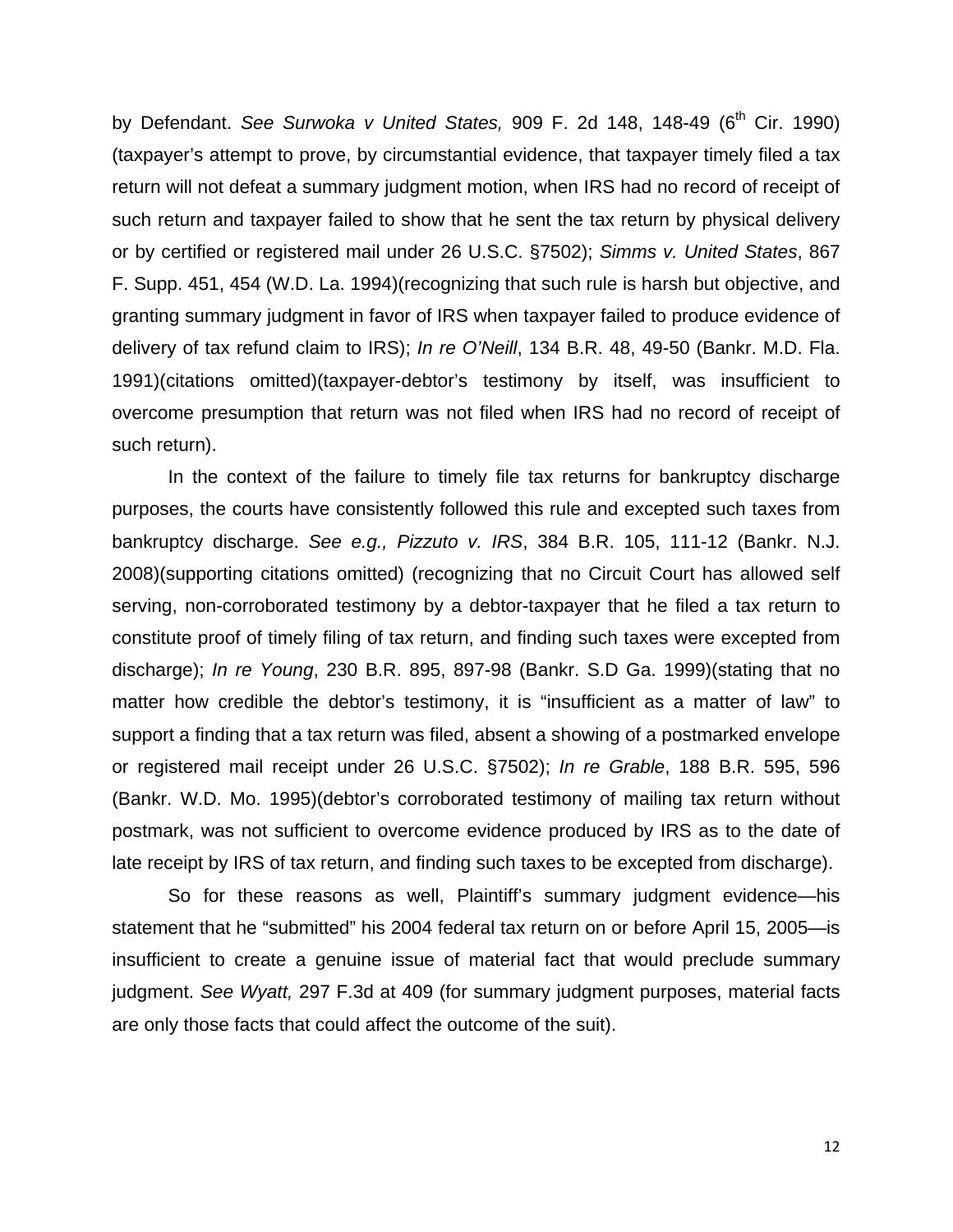by Defendant. *See Surwoka v United States,* 909 F. 2d 148, 148-49 (6th Cir. 1990) (taxpayer's attempt to prove, by circumstantial evidence, that taxpayer timely filed a tax return will not defeat a summary judgment motion, when IRS had no record of receipt of such return and taxpayer failed to show that he sent the tax return by physical delivery or by certified or registered mail under 26 U.S.C. §7502); *Simms v. United States*, 867 F. Supp. 451, 454 (W.D. La. 1994)(recognizing that such rule is harsh but objective, and granting summary judgment in favor of IRS when taxpayer failed to produce evidence of delivery of tax refund claim to IRS); *In re O'Neill*, 134 B.R. 48, 49-50 (Bankr. M.D. Fla. 1991)(citations omitted)(taxpayer-debtor's testimony by itself, was insufficient to overcome presumption that return was not filed when IRS had no record of receipt of such return).

In the context of the failure to timely file tax returns for bankruptcy discharge purposes, the courts have consistently followed this rule and excepted such taxes from bankruptcy discharge. *See e.g., Pizzuto v. IRS*, 384 B.R. 105, 111-12 (Bankr. N.J. 2008)(supporting citations omitted) (recognizing that no Circuit Court has allowed self serving, non-corroborated testimony by a debtor-taxpayer that he filed a tax return to constitute proof of timely filing of tax return, and finding such taxes were excepted from discharge); *In re Young*, 230 B.R. 895, 897-98 (Bankr. S.D Ga. 1999)(stating that no matter how credible the debtor's testimony, it is "insufficient as a matter of law" to support a finding that a tax return was filed, absent a showing of a postmarked envelope or registered mail receipt under 26 U.S.C. §7502); *In re Grable*, 188 B.R. 595, 596 (Bankr. W.D. Mo. 1995)(debtor's corroborated testimony of mailing tax return without postmark, was not sufficient to overcome evidence produced by IRS as to the date of late receipt by IRS of tax return, and finding such taxes to be excepted from discharge).

So for these reasons as well, Plaintiff's summary judgment evidence—his statement that he "submitted" his 2004 federal tax return on or before April 15, 2005—is insufficient to create a genuine issue of material fact that would preclude summary judgment. *See Wyatt,* 297 F.3d at 409 (for summary judgment purposes, material facts are only those facts that could affect the outcome of the suit).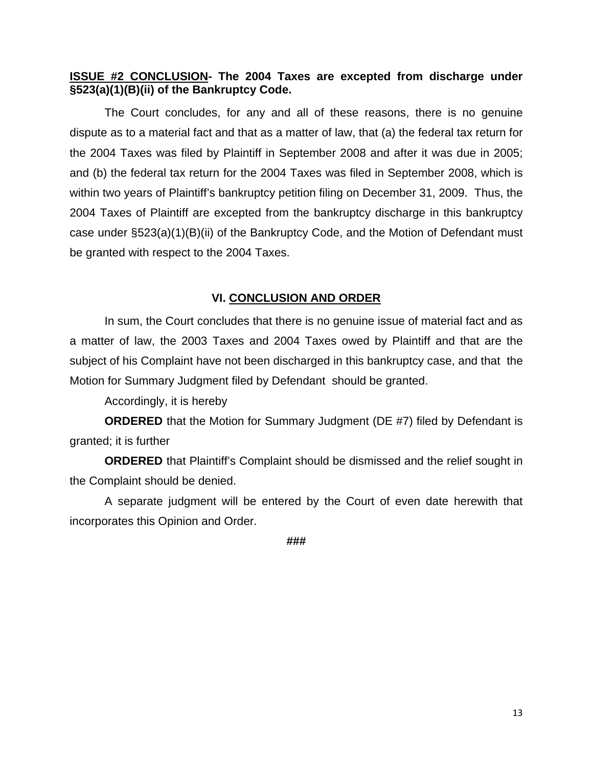**<u>ISSUE #2 CONCLUSION</u>- The 2004 Taxes are excepted from discharge under §523(a)(1)(B)(ii) of the Bankruptcy Code.**

The Court concludes, for any and all of these reasons, there is no genuine dispute as to a material fact and that as a matter of law, that (a) the federal tax return for the 2004 Taxes was filed by Plaintiff in September 2008 and after it was due in 2005; and (b) the federal tax return for the 2004 Taxes was filed in September 2008, which is within two years of Plaintiff's bankruptcy petition filing on December 31, 2009. Thus, the 2004 Taxes of Plaintiff are excepted from the bankruptcy discharge in this bankruptcy case under §523(a)(1)(B)(ii) of the Bankruptcy Code, and the Motion of Defendant must be granted with respect to the 2004 Taxes.

## VI. <u>CONCLUSION AND ORDER</u>

In sum, the Court concludes that there is no genuine issue of material fact and as a matter of law, the 2003 Taxes and 2004 Taxes owed by Plaintiff and that are the subject of his Complaint have not been discharged in this bankruptcy case, and that the Motion for Summary Judgment filed by Defendant should be granted.

Accordingly, it is hereby

**ORDERED** that the Motion for Summary Judgment (DE #7) filed by Defendant is granted; it is further

**ORDERED** that Plaintiff's Complaint should be dismissed and the relief sought in the Complaint should be denied.

A separate judgment will be entered by the Court of even date herewith that incorporates this Opinion and Order.

###